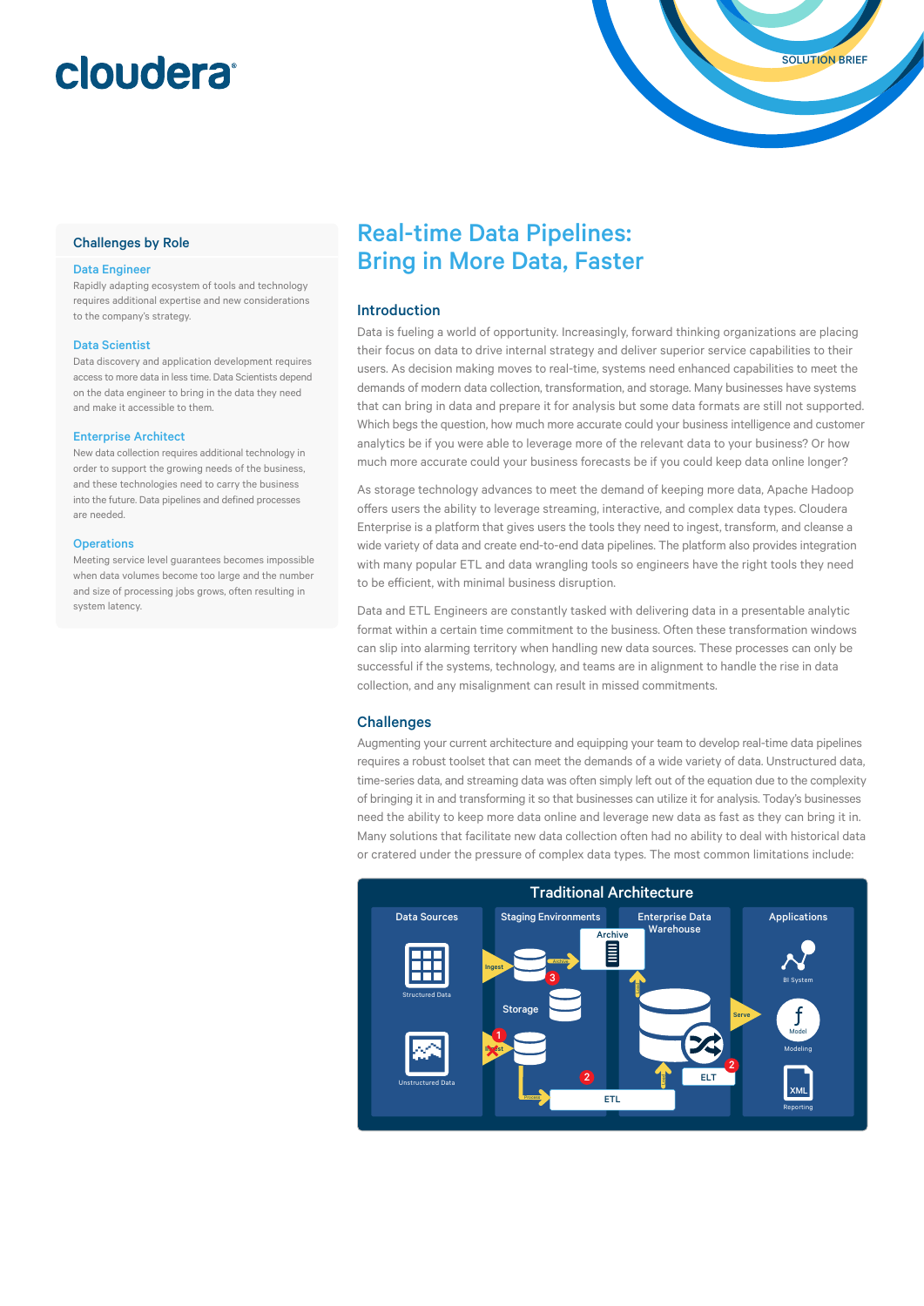# Real-time Data Pipelines: Bring in More Data, Faster

SOLUTION BRIEF

## Challenges by Role

### Data Engineer

Rapidly adapting ecosystem of tools and technology requires additional expertise and new considerations to the company's strategy.

### Data Scientist

Data discovery and application development requires access to more data in less time. Data Scientists depend on the data engineer to bring in the data they need and make it accessible to them.

### Enterprise Architect

New data collection requires additional technology in order to support the growing needs of the business, and these technologies need to carry the business into the future. Data pipelines and defined processes are needed.

### Operations

Meeting service level guarantees becomes impossible when data volumes become too large and the number and size of processing jobs grows, often resulting in system latency.

## Introduction

Data is fueling a world of opportunity. Increasingly, forward thinking organizations are placing their focus on data to drive internal strategy and deliver superior service capabilities to their users. As decision making moves to real-time, systems need enhanced capabilities to meet the demands of modern data collection, transformation, and storage. Many businesses have systems that can bring in data and prepare it for analysis but some data formats are still not supported. Which begs the question, how much more accurate could your business intelligence and customer analytics be if you were able to leverage more of the relevant data to your business? Or how much more accurate could your business forecasts be if you could keep data online longer?

As storage technology advances to meet the demand of keeping more data, Apache Hadoop offers users the ability to leverage streaming, interactive, and complex data types. Cloudera Enterprise is a platform that gives users the tools they need to ingest, transform, and cleanse a wide variety of data and create end-to-end data pipelines. The platform also provides integration with many popular ETL and data wrangling tools so engineers have the right tools they need to be efficient, with minimal business disruption.

Data and ETL Engineers are constantly tasked with delivering data in a presentable analytic format within a certain time commitment to the business. Often these transformation windows can slip into alarming territory when handling new data sources. These processes can only be successful if the systems, technology, and teams are in alignment to handle the rise in data collection, and any misalignment can result in missed commitments.

## Challenges

Augmenting your current architecture and equipping your team to develop real-time data pipelines requires a robust toolset that can meet the demands of a wide variety of data. Unstructured data, time-series data, and streaming data was often simply left out of the equation due to the complexity of bringing it in and transforming it so that businesses can utilize it for analysis. Today's businesses need the ability to keep more data online and leverage new data as fast as they can bring it in. Many solutions that facilitate new data collection often had no ability to deal with historical data or cratered under the pressure of complex data types. The most common limitations include:

**Traditional Architecture**

Data Sources: Structured Data, Unstructured Data | Staging Environments: Ingest, Storage, Archive, Process | Enterprise Data Warehouse: Archive, ETL, ELT | Applications: BI System, Modeling, Reporting (Serve)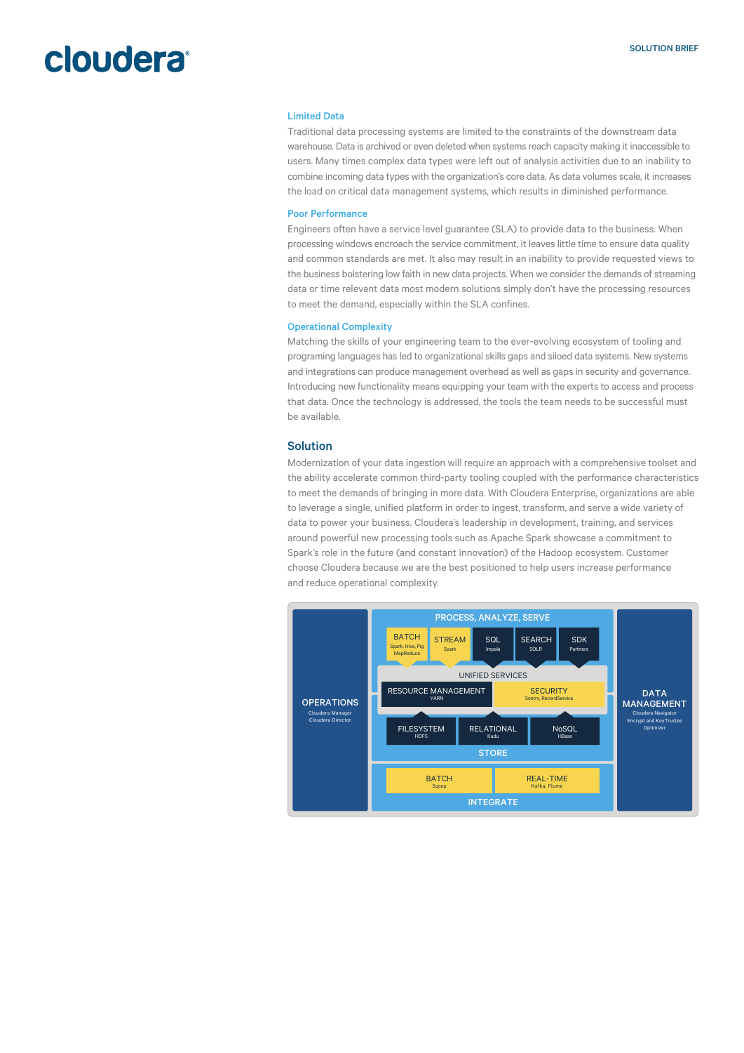### Limited Data

Traditional data processing systems are limited to the constraints of the downstream data warehouse. Data is archived or even deleted when systems reach capacity making it inaccessible to users. Many times complex data types were left out of analysis activities due to an inability to combine incoming data types with the organization's core data. As data volumes scale, it increases the load on critical data management systems, which results in diminished performance.

### Poor Performance

Engineers often have a service level guarantee (SLA) to provide data to the business. When processing windows encroach the service commitment, it leaves little time to ensure data quality and common standards are met. It also may result in an inability to provide requested views to the business bolstering low faith in new data projects. When we consider the demands of streaming data or time relevant data most modern solutions simply don't have the processing resources to meet the demand, especially within the SLA confines.

### Operational Complexity

Matching the skills of your engineering team to the ever-evolving ecosystem of tooling and programing languages has led to organizational skills gaps and siloed data systems. New systems and integrations can produce management overhead as well as gaps in security and governance. Introducing new functionality means equipping your team with the experts to access and process that data. Once the technology is addressed, the tools the team needs to be successful must be available.

## Solution

Modernization of your data ingestion will require an approach with a comprehensive toolset and the ability accelerate common third-party tooling coupled with the performance characteristics to meet the demands of bringing in more data. With Cloudera Enterprise, organizations are able to leverage a single, unified platform in order to ingest, transform, and serve a wide variety of data to power your business. Cloudera's leadership in development, training, and services around powerful new processing tools such as Apache Spark showcase a commitment to Spark's role in the future (and constant innovation) of the Hadoop ecosystem. Customer choose Cloudera because we are the best positioned to help users increase performance and reduce operational complexity.

**OPERATIONS**
Cloudera Manager
Cloudera Director

**PROCESS, ANALYZE, SERVE**
- BATCH – Spark, Hive, Pig MapReduce
- STREAM – Spark
- SQL – Impala
- SEARCH – SOLR
- SDK – Partners

**UNIFIED SERVICES**
- RESOURCE MANAGEMENT – YARN
- SECURITY – Sentry, RecordService

**STORE**
- FILESYSTEM – HDFS
- RELATIONAL – Kudu
- NoSQL – HBase

**INTEGRATE**
- BATCH – Sqoop
- REAL-TIME – Kafka, Flume

**DATA MANAGEMENT**
Cloudera Navigator
Encrypt and KeyTrustee
Optimizer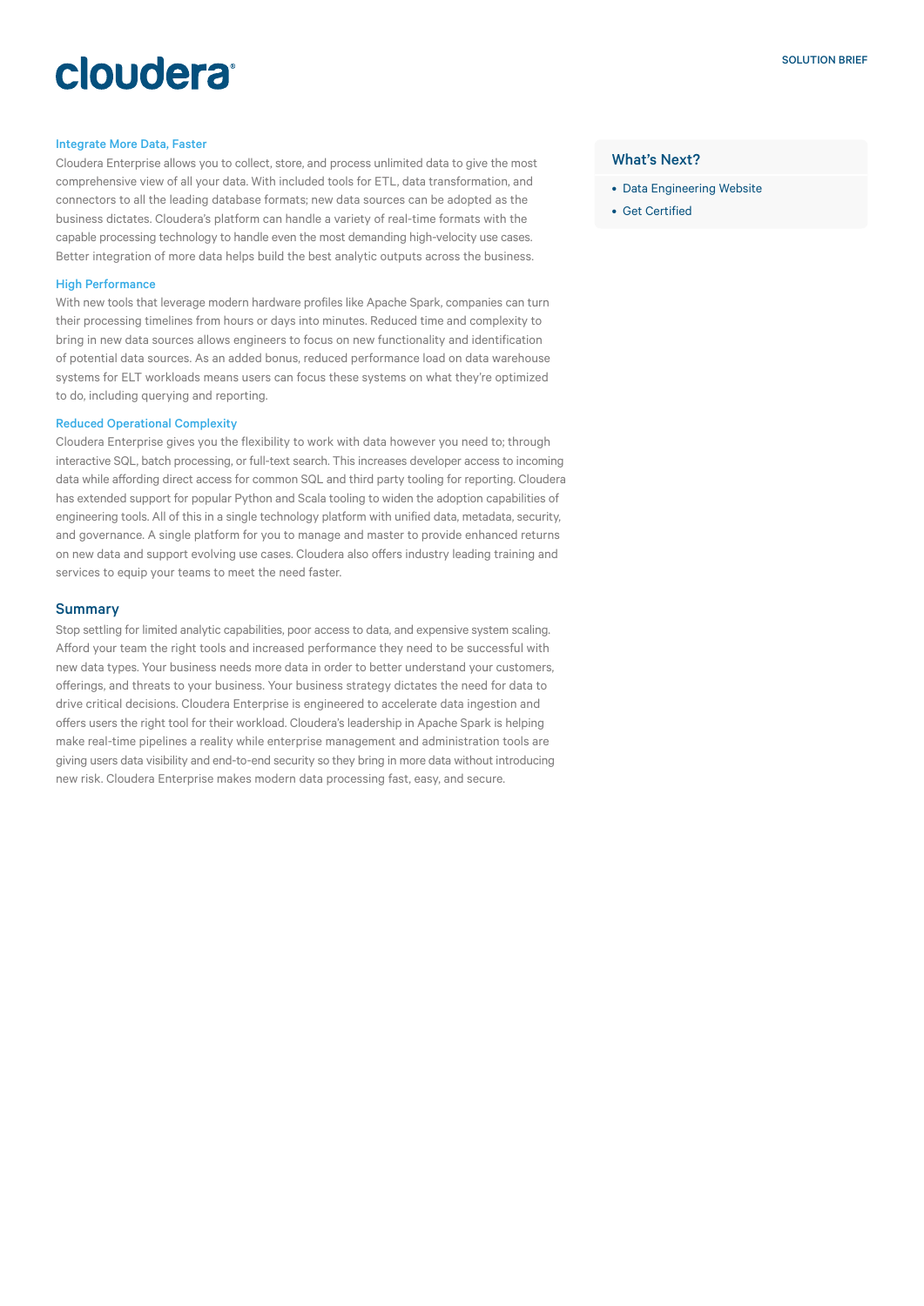### Integrate More Data, Faster

Cloudera Enterprise allows you to collect, store, and process unlimited data to give the most comprehensive view of all your data. With included tools for ETL, data transformation, and connectors to all the leading database formats; new data sources can be adopted as the business dictates. Cloudera's platform can handle a variety of real-time formats with the capable processing technology to handle even the most demanding high-velocity use cases. Better integration of more data helps build the best analytic outputs across the business.

### High Performance

With new tools that leverage modern hardware profiles like Apache Spark, companies can turn their processing timelines from hours or days into minutes. Reduced time and complexity to bring in new data sources allows engineers to focus on new functionality and identification of potential data sources. As an added bonus, reduced performance load on data warehouse systems for ELT workloads means users can focus these systems on what they're optimized to do, including querying and reporting.

### Reduced Operational Complexity

Cloudera Enterprise gives you the flexibility to work with data however you need to; through interactive SQL, batch processing, or full-text search. This increases developer access to incoming data while affording direct access for common SQL and third party tooling for reporting. Cloudera has extended support for popular Python and Scala tooling to widen the adoption capabilities of engineering tools. All of this in a single technology platform with unified data, metadata, security, and governance. A single platform for you to manage and master to provide enhanced returns on new data and support evolving use cases. Cloudera also offers industry leading training and services to equip your teams to meet the need faster.

## Summary

Stop settling for limited analytic capabilities, poor access to data, and expensive system scaling. Afford your team the right tools and increased performance they need to be successful with new data types. Your business needs more data in order to better understand your customers, offerings, and threats to your business. Your business strategy dictates the need for data to drive critical decisions. Cloudera Enterprise is engineered to accelerate data ingestion and offers users the right tool for their workload. Cloudera's leadership in Apache Spark is helping make real-time pipelines a reality while enterprise management and administration tools are giving users data visibility and end-to-end security so they bring in more data without introducing new risk. Cloudera Enterprise makes modern data processing fast, easy, and secure.

## What's Next?

- Data Engineering Website
- Get Certified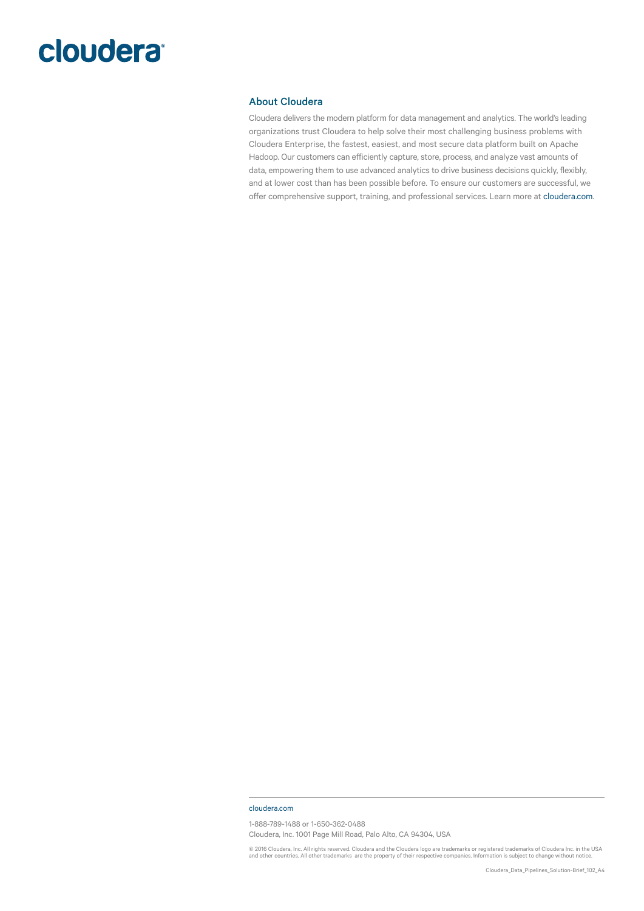cloudera

## About Cloudera

Cloudera delivers the modern platform for data management and analytics. The world's leading organizations trust Cloudera to help solve their most challenging business problems with Cloudera Enterprise, the fastest, easiest, and most secure data platform built on Apache Hadoop. Our customers can efficiently capture, store, process, and analyze vast amounts of data, empowering them to use advanced analytics to drive business decisions quickly, flexibly, and at lower cost than has been possible before. To ensure our customers are successful, we offer comprehensive support, training, and professional services. Learn more at cloudera.com.

---

cloudera.com

1-888-789-1488 or 1-650-362-0488
Cloudera, Inc. 1001 Page Mill Road, Palo Alto, CA 94304, USA

© 2016 Cloudera, Inc. All rights reserved. Cloudera and the Cloudera logo are trademarks or registered trademarks of Cloudera Inc. in the USA and other countries. All other trademarks are the property of their respective companies. Information is subject to change without notice.

Cloudera_Data_Pipelines_Solution-Brief_102_A4